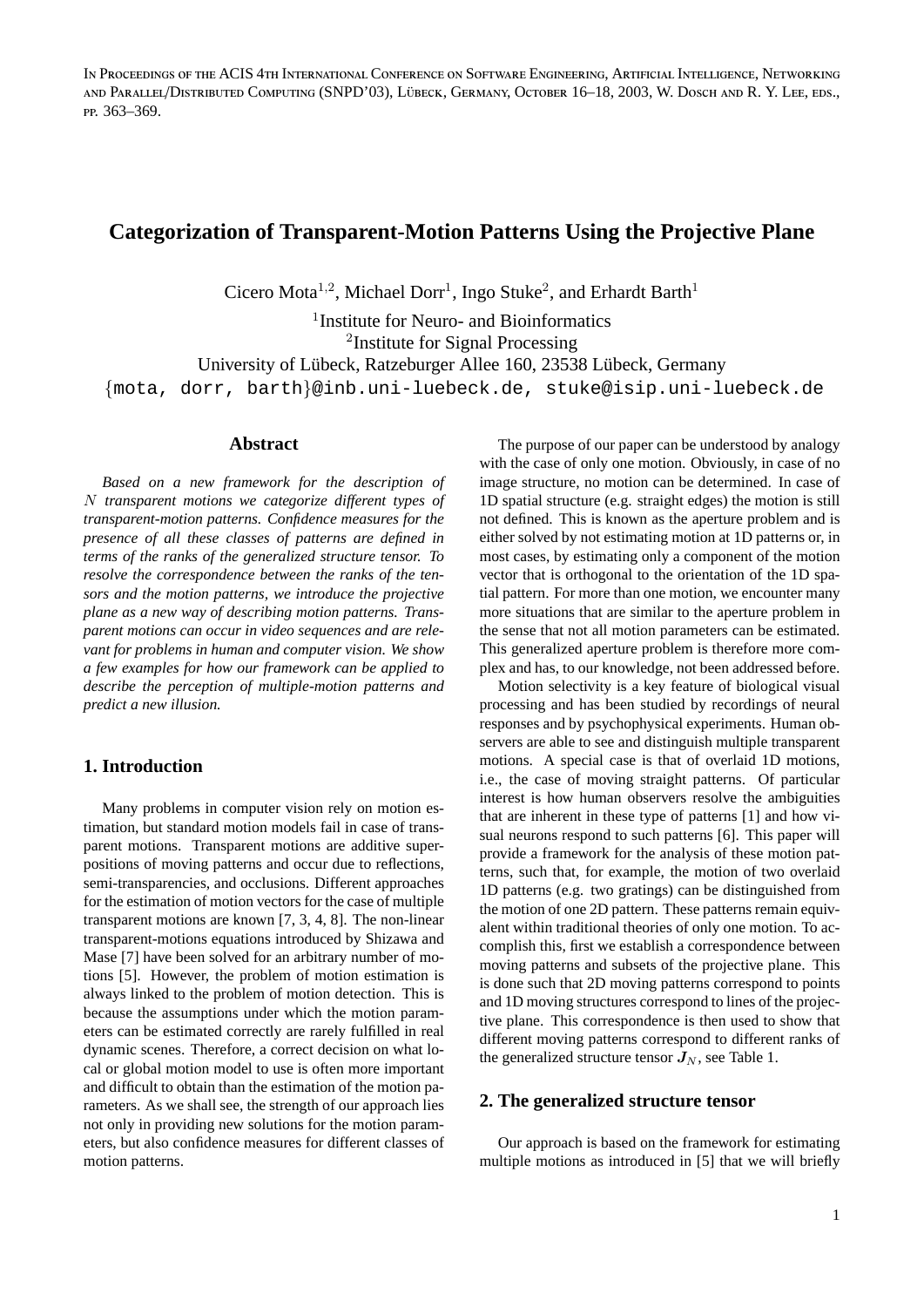In Proceedings of the ACIS 4th International Conference on Software Engineering, Artificial Intelligence, Networking and Parallel/Distributed Computing (SNPD'03), Lübeck, Germany, October 16–18, 2003, W. Dosch and R. Y. Lee, eds., pp. 363–369.

# Categorization of Transparent-Motion Patterns Using the Projective Plane

Cicero Mota[1,2], Michael Dorr[1], Ingo Stuke[2], and Erhardt Barth[1]

[1]Institute for Neuro- and Bioinformatics
[2]Institute for Signal Processing
University of Lübeck, Ratzeburger Allee 160, 23538 Lübeck, Germany
{mota, dorr, barth}@inb.uni-luebeck.de, stuke@isip.uni-luebeck.de

## Abstract

*Based on a new framework for the description of $N$ transparent motions we categorize different types of transparent-motion patterns. Confidence measures for the presence of all these classes of patterns are defined in terms of the ranks of the generalized structure tensor. To resolve the correspondence between the ranks of the tensors and the motion patterns, we introduce the projective plane as a new way of describing motion patterns. Transparent motions can occur in video sequences and are relevant for problems in human and computer vision. We show a few examples for how our framework can be applied to describe the perception of multiple-motion patterns and predict a new illusion.*

## 1. Introduction

Many problems in computer vision rely on motion estimation, but standard motion models fail in case of transparent motions. Transparent motions are additive superpositions of moving patterns and occur due to reflections, semi-transparencies, and occlusions. Different approaches for the estimation of motion vectors for the case of multiple transparent motions are known [7, 3, 4, 8]. The non-linear transparent-motions equations introduced by Shizawa and Mase [7] have been solved for an arbitrary number of motions [5]. However, the problem of motion estimation is always linked to the problem of motion detection. This is because the assumptions under which the motion parameters can be estimated correctly are rarely fulfilled in real dynamic scenes. Therefore, a correct decision on what local or global motion model to use is often more important and difficult to obtain than the estimation of the motion parameters. As we shall see, the strength of our approach lies not only in providing new solutions for the motion parameters, but also confidence measures for different classes of motion patterns.

The purpose of our paper can be understood by analogy with the case of only one motion. Obviously, in case of no image structure, no motion can be determined. In case of 1D spatial structure (e.g. straight edges) the motion is still not defined. This is known as the aperture problem and is either solved by not estimating motion at 1D patterns or, in most cases, by estimating only a component of the motion vector that is orthogonal to the orientation of the 1D spatial pattern. For more than one motion, we encounter many more situations that are similar to the aperture problem in the sense that not all motion parameters can be estimated. This generalized aperture problem is therefore more complex and has, to our knowledge, not been addressed before.

Motion selectivity is a key feature of biological visual processing and has been studied by recordings of neural responses and by psychophysical experiments. Human observers are able to see and distinguish multiple transparent motions. A special case is that of overlaid 1D motions, i.e., the case of moving straight patterns. Of particular interest is how human observers resolve the ambiguities that are inherent in these type of patterns [1] and how visual neurons respond to such patterns [6]. This paper will provide a framework for the analysis of these motion patterns, such that, for example, the motion of two overlaid 1D patterns (e.g. two gratings) can be distinguished from the motion of one 2D pattern. These patterns remain equivalent within traditional theories of only one motion. To accomplish this, first we establish a correspondence between moving patterns and subsets of the projective plane. This is done such that 2D moving patterns correspond to points and 1D moving structures correspond to lines of the projective plane. This correspondence is then used to show that different moving patterns correspond to different ranks of the generalized structure tensor $\boldsymbol{J}_N$, see Table 1.

## 2. The generalized structure tensor

Our approach is based on the framework for estimating multiple motions as introduced in [5] that we will briefly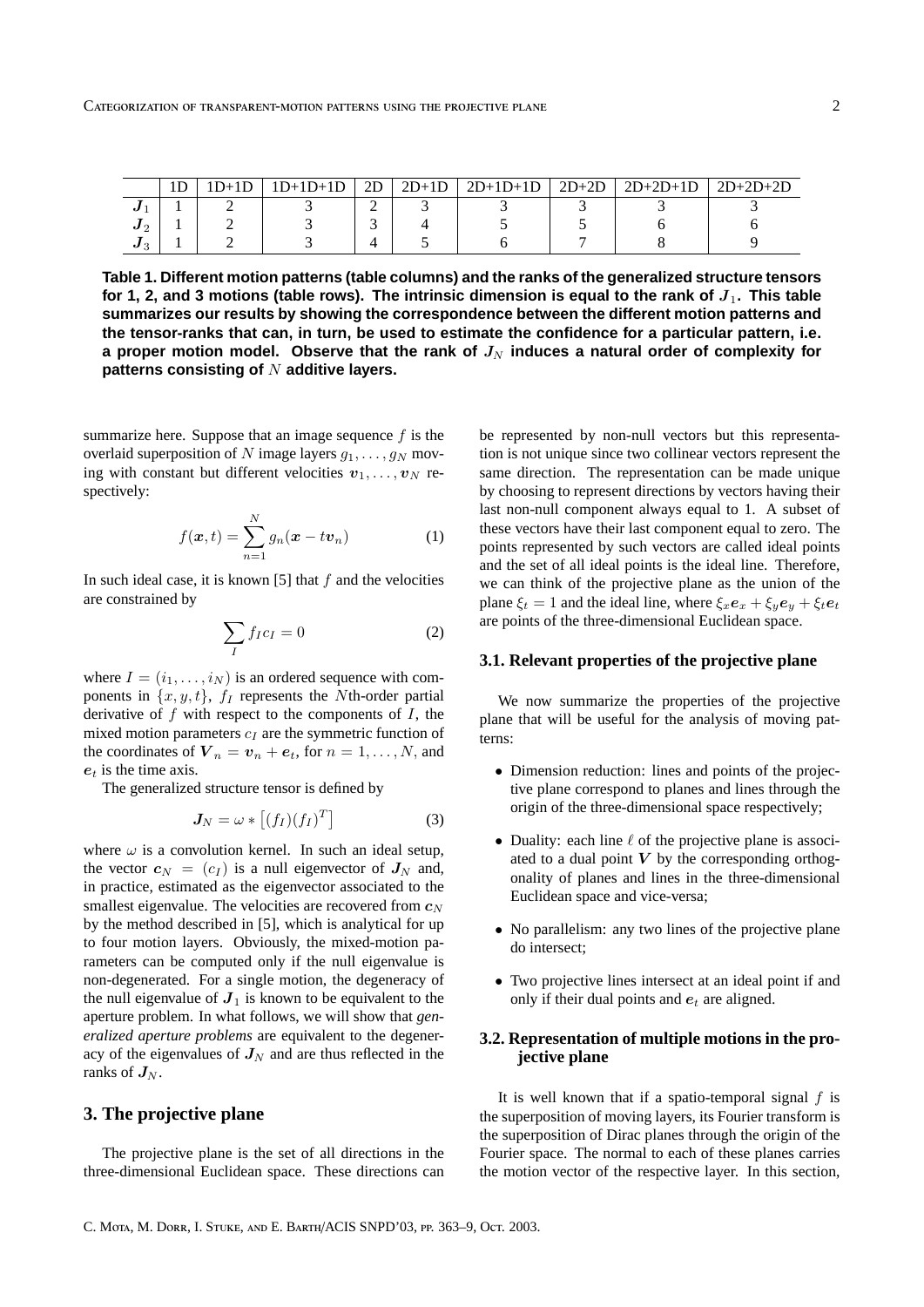| | 1D | 1D+1D | 1D+1D+1D | 2D | 2D+1D | 2D+1D+1D | 2D+2D | 2D+2D+1D | 2D+2D+2D |
|---|---|---|---|---|---|---|---|---|---|
| $\boldsymbol{J}_1$ | 1 | 2 | 3 | 2 | 3 | 3 | 3 | 3 | 3 |
| $\boldsymbol{J}_2$ | 1 | 2 | 3 | 3 | 4 | 5 | 5 | 6 | 6 |
| $\boldsymbol{J}_3$ | 1 | 2 | 3 | 4 | 5 | 6 | 7 | 8 | 9 |

**Table 1. Different motion patterns (table columns) and the ranks of the generalized structure tensors for 1, 2, and 3 motions (table rows). The intrinsic dimension is equal to the rank of $J_1$. This table summarizes our results by showing the correspondence between the different motion patterns and the tensor-ranks that can, in turn, be used to estimate the confidence for a particular pattern, i.e. a proper motion model. Observe that the rank of $J_N$ induces a natural order of complexity for patterns consisting of $N$ additive layers.**

summarize here. Suppose that an image sequence $f$ is the overlaid superposition of $N$ image layers $g_1, \ldots, g_N$ moving with constant but different velocities $\boldsymbol{v}_1, \ldots, \boldsymbol{v}_N$ respectively:

$$f(\boldsymbol{x}, t) = \sum_{n=1}^{N} g_n(\boldsymbol{x} - t\boldsymbol{v}_n) \tag{1}$$

In such ideal case, it is known [5] that $f$ and the velocities are constrained by

$$\sum_{I} f_I c_I = 0 \tag{2}$$

where $I = (i_1, \ldots, i_N)$ is an ordered sequence with components in $\{x, y, t\}$, $f_I$ represents the $N$th-order partial derivative of $f$ with respect to the components of $I$, the mixed motion parameters $c_I$ are the symmetric function of the coordinates of $\boldsymbol{V}_n = \boldsymbol{v}_n + \boldsymbol{e}_t$, for $n = 1, \ldots, N$, and $\boldsymbol{e}_t$ is the time axis.

The generalized structure tensor is defined by

$$\boldsymbol{J}_N = \omega * \left[(f_I)(f_I)^T\right] \tag{3}$$

where $\omega$ is a convolution kernel. In such an ideal setup, the vector $\boldsymbol{c}_N = (c_I)$ is a null eigenvector of $\boldsymbol{J}_N$ and, in practice, estimated as the eigenvector associated to the smallest eigenvalue. The velocities are recovered from $\boldsymbol{c}_N$ by the method described in [5], which is analytical for up to four motion layers. Obviously, the mixed-motion parameters can be computed only if the null eigenvalue is non-degenerated. For a single motion, the degeneracy of the null eigenvalue of $\boldsymbol{J}_1$ is known to be equivalent to the aperture problem. In what follows, we will show that *generalized aperture problems* are equivalent to the degeneracy of the eigenvalues of $\boldsymbol{J}_N$ and are thus reflected in the ranks of $\boldsymbol{J}_N$.

## 3. The projective plane

The projective plane is the set of all directions in the three-dimensional Euclidean space. These directions can be represented by non-null vectors but this representation is not unique since two collinear vectors represent the same direction. The representation can be made unique by choosing to represent directions by vectors having their last non-null component always equal to 1. A subset of these vectors have their last component equal to zero. The points represented by such vectors are called ideal points and the set of all ideal points is the ideal line. Therefore, we can think of the projective plane as the union of the plane $\xi_t = 1$ and the ideal line, where $\xi_x \boldsymbol{e}_x + \xi_y \boldsymbol{e}_y + \xi_t \boldsymbol{e}_t$ are points of the three-dimensional Euclidean space.

### 3.1. Relevant properties of the projective plane

We now summarize the properties of the projective plane that will be useful for the analysis of moving patterns:

- Dimension reduction: lines and points of the projective plane correspond to planes and lines through the origin of the three-dimensional space respectively;
- Duality: each line $\ell$ of the projective plane is associated to a dual point $\boldsymbol{V}$ by the corresponding orthogonality of planes and lines in the three-dimensional Euclidean space and vice-versa;
- No parallelism: any two lines of the projective plane do intersect;
- Two projective lines intersect at an ideal point if and only if their dual points and $\boldsymbol{e}_t$ are aligned.

### 3.2. Representation of multiple motions in the projective plane

It is well known that if a spatio-temporal signal $f$ is the superposition of moving layers, its Fourier transform is the superposition of Dirac planes through the origin of the Fourier space. The normal to each of these planes carries the motion vector of the respective layer. In this section,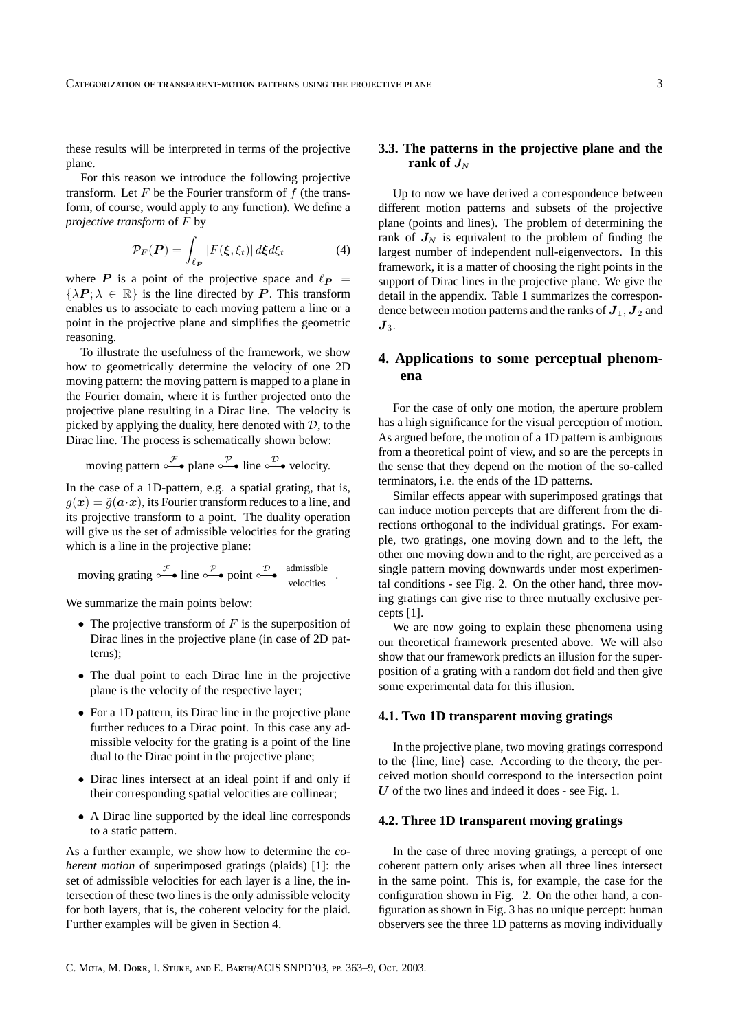these results will be interpreted in terms of the projective plane.

For this reason we introduce the following projective transform. Let $F$ be the Fourier transform of $f$ (the transform, of course, would apply to any function). We define a *projective transform* of $F$ by

$$\mathcal{P}_F(\boldsymbol{P}) = \int_{\ell_{\boldsymbol{P}}} |F(\boldsymbol{\xi}, \xi_t)| \, d\boldsymbol{\xi} d\xi_t \tag{4}$$

where $\boldsymbol{P}$ is a point of the projective space and $\ell_{\boldsymbol{P}} = \{\lambda \boldsymbol{P}; \lambda \in \mathbb{R}\}$ is the line directed by $\boldsymbol{P}$. This transform enables us to associate to each moving pattern a line or a point in the projective plane and simplifies the geometric reasoning.

To illustrate the usefulness of the framework, we show how to geometrically determine the velocity of one 2D moving pattern: the moving pattern is mapped to a plane in the Fourier domain, where it is further projected onto the projective plane resulting in a Dirac line. The velocity is picked by applying the duality, here denoted with $\mathcal{D}$, to the Dirac line. The process is schematically shown below:

$$\text{moving pattern} \overset{\mathcal{F}}{\multimap} \text{plane} \overset{\mathcal{P}}{\multimap} \text{line} \overset{\mathcal{D}}{\multimap} \text{velocity.}$$

In the case of a 1D-pattern, e.g. a spatial grating, that is, $g(\boldsymbol{x}) = \tilde{g}(\boldsymbol{a} \cdot \boldsymbol{x})$, its Fourier transform reduces to a line, and its projective transform to a point. The duality operation will give us the set of admissible velocities for the grating which is a line in the projective plane:

$$\text{moving grating} \overset{\mathcal{F}}{\multimap} \text{line} \overset{\mathcal{P}}{\multimap} \text{point} \overset{\mathcal{D}}{\multimap} \begin{smallmatrix}\text{admissible}\\ \text{velocities}\end{smallmatrix}.$$

We summarize the main points below:

- The projective transform of $F$ is the superposition of Dirac lines in the projective plane (in case of 2D patterns);
- The dual point to each Dirac line in the projective plane is the velocity of the respective layer;
- For a 1D pattern, its Dirac line in the projective plane further reduces to a Dirac point. In this case any admissible velocity for the grating is a point of the line dual to the Dirac point in the projective plane;
- Dirac lines intersect at an ideal point if and only if their corresponding spatial velocities are collinear;
- A Dirac line supported by the ideal line corresponds to a static pattern.

As a further example, we show how to determine the *coherent motion* of superimposed gratings (plaids) [1]: the set of admissible velocities for each layer is a line, the intersection of these two lines is the only admissible velocity for both layers, that is, the coherent velocity for the plaid. Further examples will be given in Section 4.

### 3.3. The patterns in the projective plane and the rank of $\boldsymbol{J}_N$

Up to now we have derived a correspondence between different motion patterns and subsets of the projective plane (points and lines). The problem of determining the rank of $\boldsymbol{J}_N$ is equivalent to the problem of finding the largest number of independent null-eigenvectors. In this framework, it is a matter of choosing the right points in the support of Dirac lines in the projective plane. We give the detail in the appendix. Table 1 summarizes the correspondence between motion patterns and the ranks of $\boldsymbol{J}_1$, $\boldsymbol{J}_2$ and $\boldsymbol{J}_3$.

## 4. Applications to some perceptual phenomena

For the case of only one motion, the aperture problem has a high significance for the visual perception of motion. As argued before, the motion of a 1D pattern is ambiguous from a theoretical point of view, and so are the percepts in the sense that they depend on the motion of the so-called terminators, i.e. the ends of the 1D patterns.

Similar effects appear with superimposed gratings that can induce motion percepts that are different from the directions orthogonal to the individual gratings. For example, two gratings, one moving down and to the left, the other one moving down and to the right, are perceived as a single pattern moving downwards under most experimental conditions - see Fig. 2. On the other hand, three moving gratings can give rise to three mutually exclusive percepts [1].

We are now going to explain these phenomena using our theoretical framework presented above. We will also show that our framework predicts an illusion for the superposition of a grating with a random dot field and then give some experimental data for this illusion.

### 4.1. Two 1D transparent moving gratings

In the projective plane, two moving gratings correspond to the {line, line} case. According to the theory, the perceived motion should correspond to the intersection point $\boldsymbol{U}$ of the two lines and indeed it does - see Fig. 1.

### 4.2. Three 1D transparent moving gratings

In the case of three moving gratings, a percept of one coherent pattern only arises when all three lines intersect in the same point. This is, for example, the case for the configuration shown in Fig. 2. On the other hand, a configuration as shown in Fig. 3 has no unique percept: human observers see the three 1D patterns as moving individually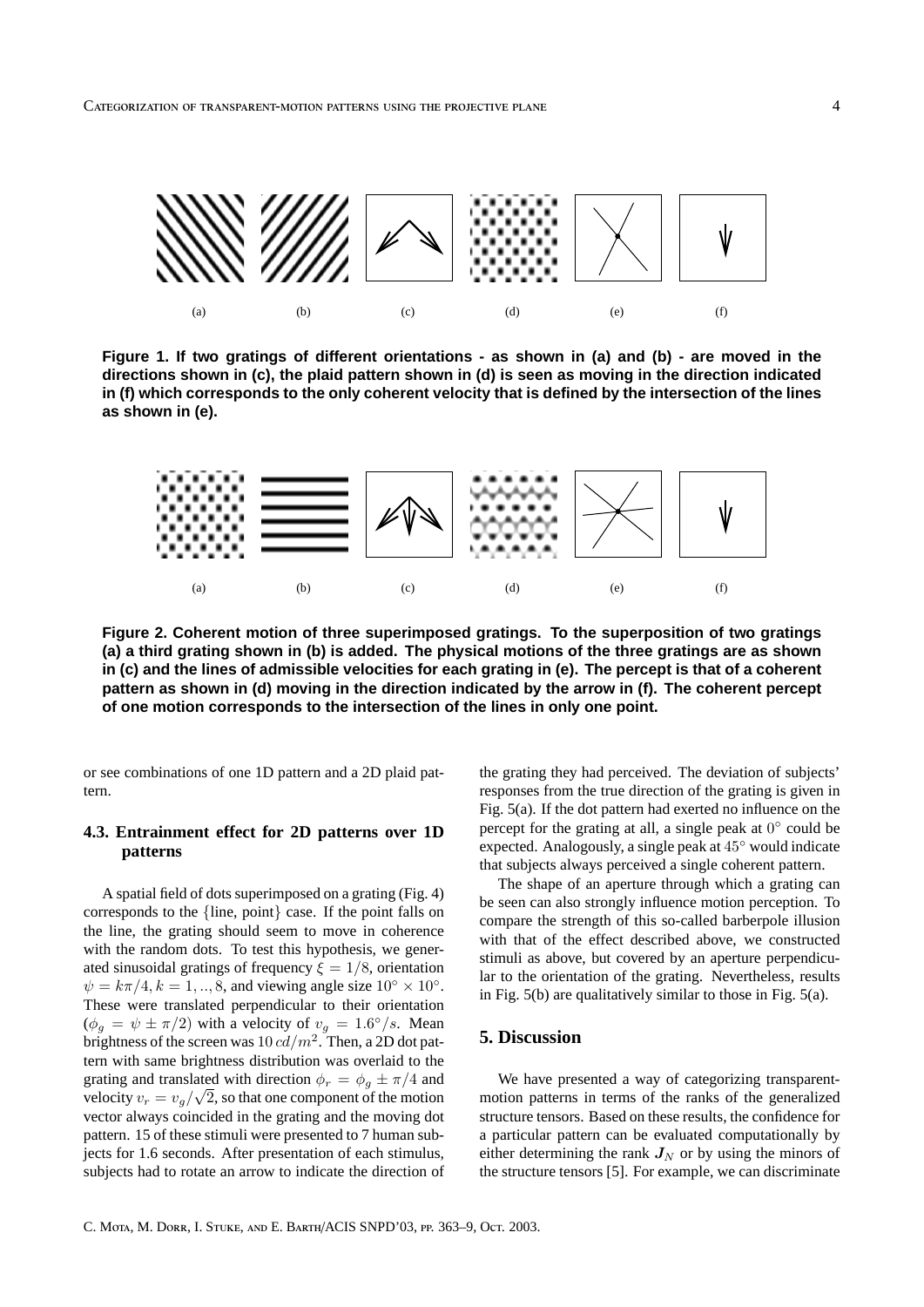(a) (b) (c) (d) (e) (f)

**Figure 1. If two gratings of different orientations - as shown in (a) and (b) - are moved in the directions shown in (c), the plaid pattern shown in (d) is seen as moving in the direction indicated in (f) which corresponds to the only coherent velocity that is defined by the intersection of the lines as shown in (e).**

(a) (b) (c) (d) (e) (f)

**Figure 2. Coherent motion of three superimposed gratings. To the superposition of two gratings (a) a third grating shown in (b) is added. The physical motions of the three gratings are as shown in (c) and the lines of admissible velocities for each grating in (e). The percept is that of a coherent pattern as shown in (d) moving in the direction indicated by the arrow in (f). The coherent percept of one motion corresponds to the intersection of the lines in only one point.**

or see combinations of one 1D pattern and a 2D plaid pattern.

### 4.3. Entrainment effect for 2D patterns over 1D patterns

A spatial field of dots superimposed on a grating (Fig. 4) corresponds to the $\{$line, point$\}$ case. If the point falls on the line, the grating should seem to move in coherence with the random dots. To test this hypothesis, we generated sinusoidal gratings of frequency $\xi = 1/8$, orientation $\psi = k\pi/4, k = 1, .., 8$, and viewing angle size $10^\circ \times 10^\circ$. These were translated perpendicular to their orientation ($\phi_g = \psi \pm \pi/2$) with a velocity of $v_g = 1.6^\circ/s$. Mean brightness of the screen was $10\,cd/m^2$. Then, a 2D dot pattern with same brightness distribution was overlaid to the grating and translated with direction $\phi_r = \phi_g \pm \pi/4$ and velocity $v_r = v_g/\sqrt{2}$, so that one component of the motion vector always coincided in the grating and the moving dot pattern. 15 of these stimuli were presented to 7 human subjects for 1.6 seconds. After presentation of each stimulus, subjects had to rotate an arrow to indicate the direction of the grating they had perceived. The deviation of subjects' responses from the true direction of the grating is given in Fig. 5(a). If the dot pattern had exerted no influence on the percept for the grating at all, a single peak at $0^\circ$ could be expected. Analogously, a single peak at $45^\circ$ would indicate that subjects always perceived a single coherent pattern.

The shape of an aperture through which a grating can be seen can also strongly influence motion perception. To compare the strength of this so-called barberpole illusion with that of the effect described above, we constructed stimuli as above, but covered by an aperture perpendicular to the orientation of the grating. Nevertheless, results in Fig. 5(b) are qualitatively similar to those in Fig. 5(a).

## 5. Discussion

We have presented a way of categorizing transparent-motion patterns in terms of the ranks of the generalized structure tensors. Based on these results, the confidence for a particular pattern can be evaluated computationally by either determining the rank $\boldsymbol{J}_N$ or by using the minors of the structure tensors [5]. For example, we can discriminate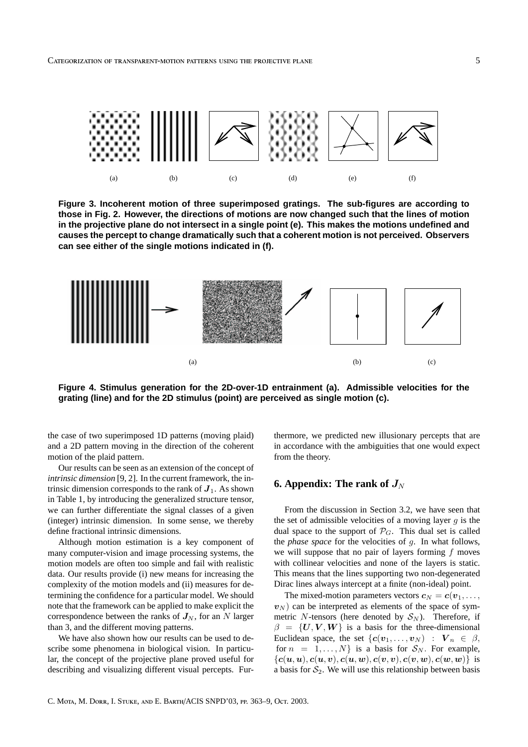(a) (b) (c) (d) (e) (f)

**Figure 3. Incoherent motion of three superimposed gratings. The sub-figures are according to those in Fig. 2. However, the directions of motions are now changed such that the lines of motion in the projective plane do not intersect in a single point (e). This makes the motions undefined and causes the percept to change dramatically such that a coherent motion is not perceived. Observers can see either of the single motions indicated in (f).**

(a) (b) (c)

**Figure 4. Stimulus generation for the 2D-over-1D entrainment (a). Admissible velocities for the grating (line) and for the 2D stimulus (point) are perceived as single motion (c).**

the case of two superimposed 1D patterns (moving plaid) and a 2D pattern moving in the direction of the coherent motion of the plaid pattern.

Our results can be seen as an extension of the concept of *intrinsic dimension* [9, 2]. In the current framework, the intrinsic dimension corresponds to the rank of $\boldsymbol{J}_1$. As shown in Table 1, by introducing the generalized structure tensor, we can further differentiate the signal classes of a given (integer) intrinsic dimension. In some sense, we thereby define fractional intrinsic dimensions.

Although motion estimation is a key component of many computer-vision and image processing systems, the motion models are often too simple and fail with realistic data. Our results provide (i) new means for increasing the complexity of the motion models and (ii) measures for determining the confidence for a particular model. We should note that the framework can be applied to make explicit the correspondence between the ranks of $\boldsymbol{J}_N$, for an $N$ larger than 3, and the different moving patterns.

We have also shown how our results can be used to describe some phenomena in biological vision. In particular, the concept of the projective plane proved useful for describing and visualizing different visual percepts. Furthermore, we predicted new illusionary percepts that are in accordance with the ambiguities that one would expect from the theory.

## 6. Appendix: The rank of $\boldsymbol{J}_N$

From the discussion in Section 3.2, we have seen that the set of admissible velocities of a moving layer $g$ is the dual space to the support of $\mathcal{P}_G$. This dual set is called the *phase space* for the velocities of $g$. In what follows, we will suppose that no pair of layers forming $f$ moves with collinear velocities and none of the layers is static. This means that the lines supporting two non-degenerated Dirac lines always intercept at a finite (non-ideal) point.

The mixed-motion parameters vectors $\boldsymbol{c}_N = \boldsymbol{c}(\boldsymbol{v}_1, \ldots, \boldsymbol{v}_N)$ can be interpreted as elements of the space of symmetric $N$-tensors (here denoted by $\mathcal{S}_N$). Therefore, if $\beta = \{\boldsymbol{U}, \boldsymbol{V}, \boldsymbol{W}\}$ is a basis for the three-dimensional Euclidean space, the set $\{\boldsymbol{c}(\boldsymbol{v}_1, \ldots, \boldsymbol{v}_N) : \boldsymbol{V}_n \in \beta, \text{ for } n = 1, \ldots, N\}$ is a basis for $\mathcal{S}_N$. For example, $\{\boldsymbol{c}(\boldsymbol{u}, \boldsymbol{u}), \boldsymbol{c}(\boldsymbol{u}, \boldsymbol{v}), \boldsymbol{c}(\boldsymbol{u}, \boldsymbol{w}), \boldsymbol{c}(\boldsymbol{v}, \boldsymbol{v}), \boldsymbol{c}(\boldsymbol{v}, \boldsymbol{w}), \boldsymbol{c}(\boldsymbol{w}, \boldsymbol{w})\}$ is a basis for $\mathcal{S}_2$. We will use this relationship between basis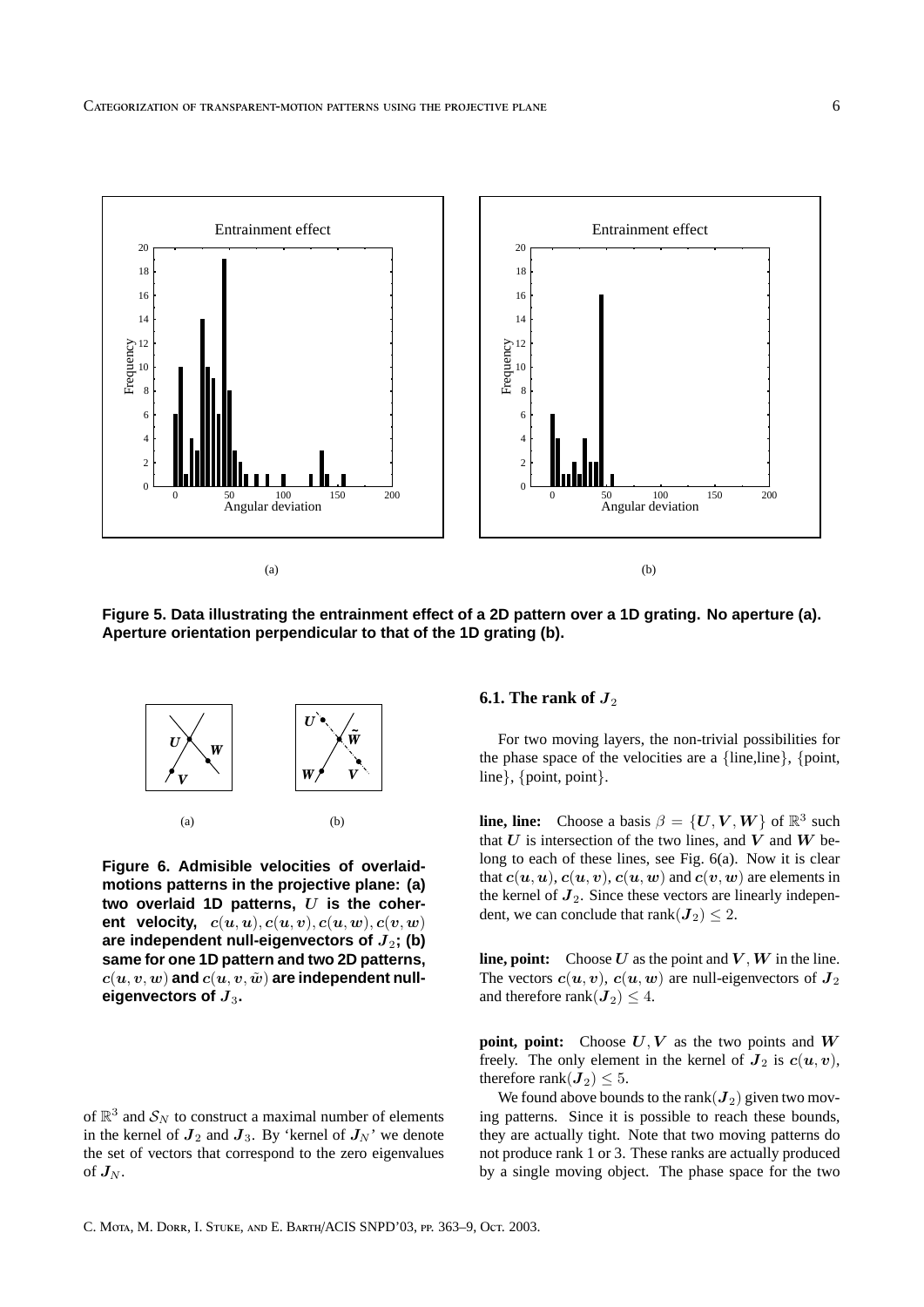Entrainment effect

Frequency

Angular deviation

0 50 100 150 200

0 2 4 6 8 10 12 14 16 18 20

(a)

Entrainment effect

Frequency

Angular deviation

0 50 100 150 200

0 2 4 6 8 10 12 14 16 18 20

(b)

**Figure 5. Data illustrating the entrainment effect of a 2D pattern over a 1D grating. No aperture (a). Aperture orientation perpendicular to that of the 1D grating (b).**

$U$ $W$ $V$

(a)

$U$ $\tilde{W}$ $W$ $V$

(b)

**Figure 6. Admisible velocities of overlaid-motions patterns in the projective plane: (a) two overlaid 1D patterns, $U$ is the coherent velocity, $c(u,u), c(u,v), c(u,w), c(v,w)$ are independent null-eigenvectors of $J_2$; (b) same for one 1D pattern and two 2D patterns, $c(u,v,w)$ and $c(u,v,\tilde{w})$ are independent null-eigenvectors of $J_3$.**

of $\mathbb{R}^3$ and $\mathcal{S}_N$ to construct a maximal number of elements in the kernel of $J_2$ and $J_3$. By 'kernel of $J_N$' we denote the set of vectors that correspond to the zero eigenvalues of $J_N$.

### 6.1. The rank of $J_2$

For two moving layers, the non-trivial possibilities for the phase space of the velocities are a {line,line}, {point, line}, {point, point}.

**line, line:** Choose a basis $\beta = \{U, V, W\}$ of $\mathbb{R}^3$ such that $U$ is intersection of the two lines, and $V$ and $W$ belong to each of these lines, see Fig. 6(a). Now it is clear that $c(u,u)$, $c(u,v)$, $c(u,w)$ and $c(v,w)$ are elements in the kernel of $J_2$. Since these vectors are linearly independent, we can conclude that rank$(J_2) \leq 2$.

**line, point:** Choose $U$ as the point and $V, W$ in the line. The vectors $c(u,v)$, $c(u,w)$ are null-eigenvectors of $J_2$ and therefore rank$(J_2) \leq 4$.

**point, point:** Choose $U, V$ as the two points and $W$ freely. The only element in the kernel of $J_2$ is $c(u,v)$, therefore rank$(J_2) \leq 5$.

We found above bounds to the rank$(J_2)$ given two moving patterns. Since it is possible to reach these bounds, they are actually tight. Note that two moving patterns do not produce rank 1 or 3. These ranks are actually produced by a single moving object. The phase space for the two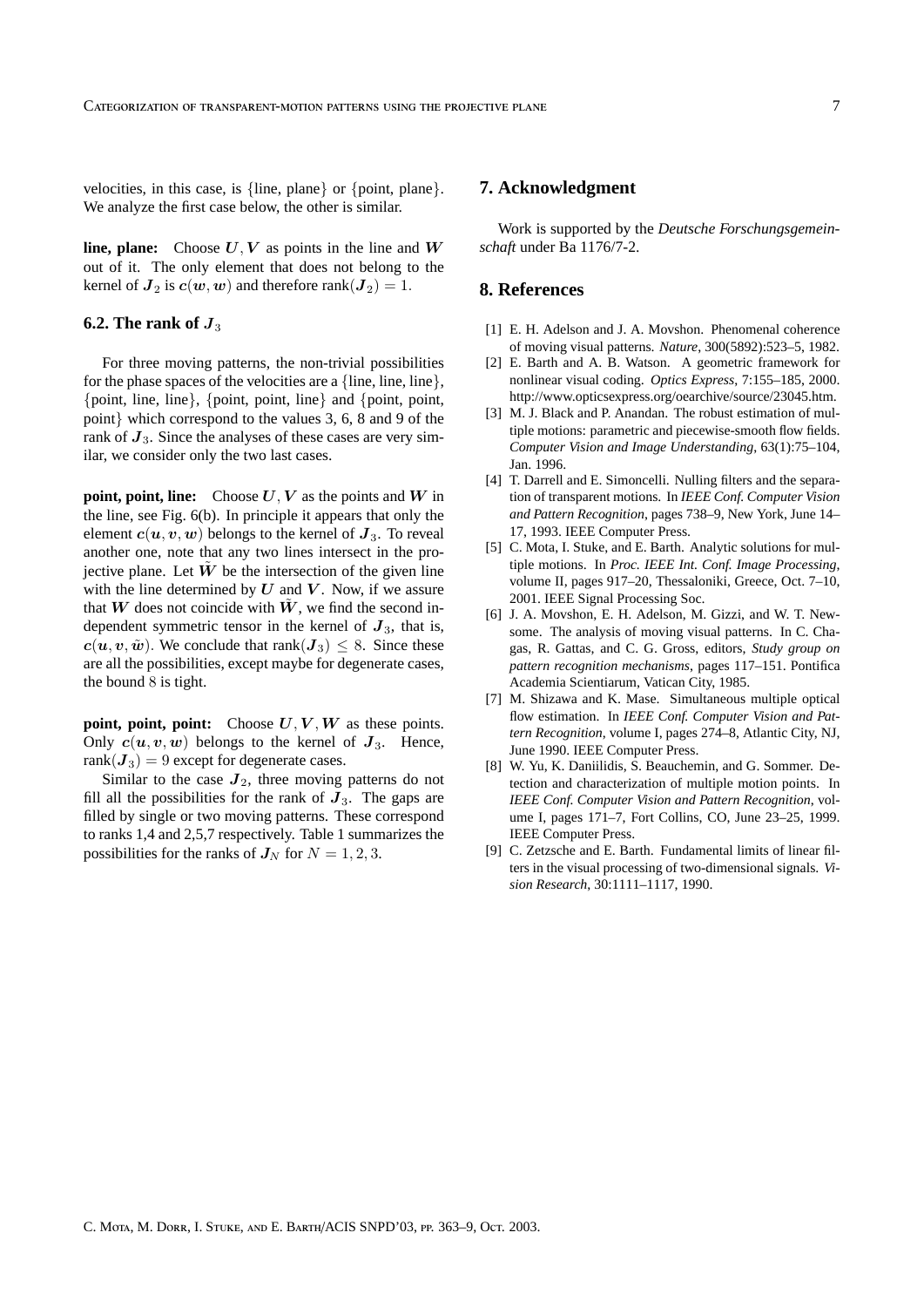velocities, in this case, is {line, plane} or {point, plane}. We analyze the first case below, the other is similar.

**line, plane:** Choose $\boldsymbol{U}, \boldsymbol{V}$ as points in the line and $\boldsymbol{W}$ out of it. The only element that does not belong to the kernel of $\boldsymbol{J}_2$ is $\boldsymbol{c}(\boldsymbol{w}, \boldsymbol{w})$ and therefore rank$(\boldsymbol{J}_2) = 1$.

### 6.2. The rank of $J_3$

For three moving patterns, the non-trivial possibilities for the phase spaces of the velocities are a {line, line, line}, {point, line, line}, {point, point, line} and {point, point, point} which correspond to the values 3, 6, 8 and 9 of the rank of $\boldsymbol{J}_3$. Since the analyses of these cases are very similar, we consider only the two last cases.

**point, point, line:** Choose $\boldsymbol{U}, \boldsymbol{V}$ as the points and $\boldsymbol{W}$ in the line, see Fig. 6(b). In principle it appears that only the element $\boldsymbol{c}(\boldsymbol{u}, \boldsymbol{v}, \boldsymbol{w})$ belongs to the kernel of $\boldsymbol{J}_3$. To reveal another one, note that any two lines intersect in the projective plane. Let $\tilde{\boldsymbol{W}}$ be the intersection of the given line with the line determined by $\boldsymbol{U}$ and $\boldsymbol{V}$. Now, if we assure that $\boldsymbol{W}$ does not coincide with $\tilde{\boldsymbol{W}}$, we find the second independent symmetric tensor in the kernel of $\boldsymbol{J}_3$, that is, $\boldsymbol{c}(\boldsymbol{u}, \boldsymbol{v}, \tilde{\boldsymbol{w}})$. We conclude that rank$(\boldsymbol{J}_3) \leq 8$. Since these are all the possibilities, except maybe for degenerate cases, the bound $8$ is tight.

**point, point, point:** Choose $\boldsymbol{U}, \boldsymbol{V}, \boldsymbol{W}$ as these points. Only $\boldsymbol{c}(\boldsymbol{u}, \boldsymbol{v}, \boldsymbol{w})$ belongs to the kernel of $\boldsymbol{J}_3$. Hence, rank$(\boldsymbol{J}_3) = 9$ except for degenerate cases.

Similar to the case $\boldsymbol{J}_2$, three moving patterns do not fill all the possibilities for the rank of $\boldsymbol{J}_3$. The gaps are filled by single or two moving patterns. These correspond to ranks 1,4 and 2,5,7 respectively. Table 1 summarizes the possibilities for the ranks of $\boldsymbol{J}_N$ for $N = 1, 2, 3$.

## 7. Acknowledgment

Work is supported by the *Deutsche Forschungsgemeinschaft* under Ba 1176/7-2.

## 8. References

[1] E. H. Adelson and J. A. Movshon. Phenomenal coherence of moving visual patterns. *Nature*, 300(5892):523–5, 1982.

[2] E. Barth and A. B. Watson. A geometric framework for nonlinear visual coding. *Optics Express*, 7:155–185, 2000. http://www.opticsexpress.org/oearchive/source/23045.htm.

[3] M. J. Black and P. Anandan. The robust estimation of multiple motions: parametric and piecewise-smooth flow fields. *Computer Vision and Image Understanding*, 63(1):75–104, Jan. 1996.

[4] T. Darrell and E. Simoncelli. Nulling filters and the separation of transparent motions. In *IEEE Conf. Computer Vision and Pattern Recognition*, pages 738–9, New York, June 14–17, 1993. IEEE Computer Press.

[5] C. Mota, I. Stuke, and E. Barth. Analytic solutions for multiple motions. In *Proc. IEEE Int. Conf. Image Processing*, volume II, pages 917–20, Thessaloniki, Greece, Oct. 7–10, 2001. IEEE Signal Processing Soc.

[6] J. A. Movshon, E. H. Adelson, M. Gizzi, and W. T. Newsome. The analysis of moving visual patterns. In C. Chagas, R. Gattas, and C. G. Gross, editors, *Study group on pattern recognition mechanisms*, pages 117–151. Pontifica Academia Scientiarum, Vatican City, 1985.

[7] M. Shizawa and K. Mase. Simultaneous multiple optical flow estimation. In *IEEE Conf. Computer Vision and Pattern Recognition*, volume I, pages 274–8, Atlantic City, NJ, June 1990. IEEE Computer Press.

[8] W. Yu, K. Daniilidis, S. Beauchemin, and G. Sommer. Detection and characterization of multiple motion points. In *IEEE Conf. Computer Vision and Pattern Recognition*, volume I, pages 171–7, Fort Collins, CO, June 23–25, 1999. IEEE Computer Press.

[9] C. Zetzsche and E. Barth. Fundamental limits of linear filters in the visual processing of two-dimensional signals. *Vision Research*, 30:1111–1117, 1990.